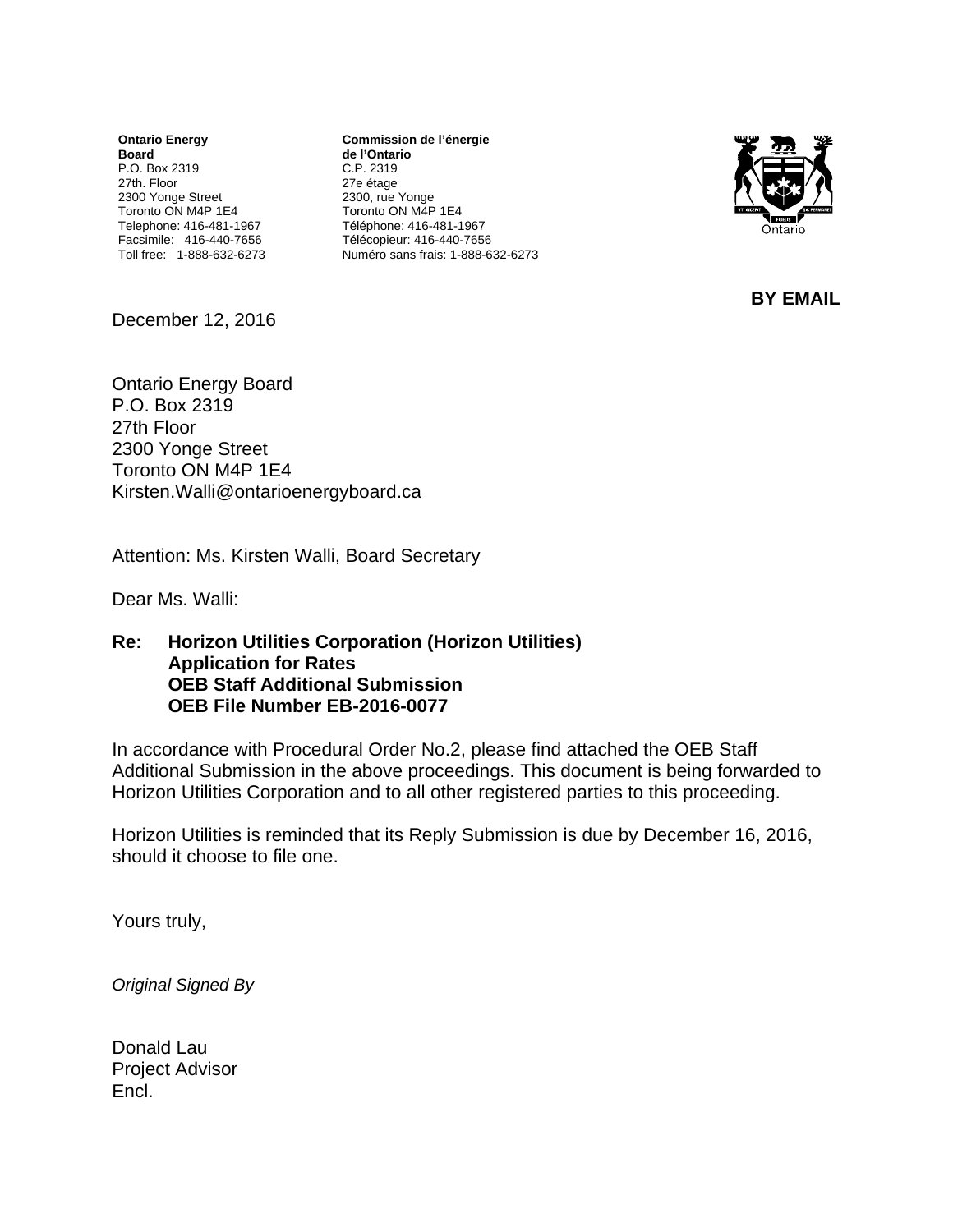**Ontario Energy Board**
P.O. Box 2319
27th. Floor
2300 Yonge Street
Toronto ON M4P 1E4
Telephone: 416-481-1967
Facsimile: 416-440-7656
Toll free: 1-888-632-6273

**Commission de l'énergie de l'Ontario**
C.P. 2319
27e étage
2300, rue Yonge
Toronto ON M4P 1E4
Téléphone: 416-481-1967
Télécopieur: 416-440-7656
Numéro sans frais: 1-888-632-6273

**BY EMAIL**

December 12, 2016

Ontario Energy Board
P.O. Box 2319
27th Floor
2300 Yonge Street
Toronto ON M4P 1E4
Kirsten.Walli@ontarioenergyboard.ca

Attention: Ms. Kirsten Walli, Board Secretary

Dear Ms. Walli:

**Re: Horizon Utilities Corporation (Horizon Utilities)
Application for Rates
OEB Staff Additional Submission
OEB File Number EB-2016-0077**

In accordance with Procedural Order No.2, please find attached the OEB Staff Additional Submission in the above proceedings. This document is being forwarded to Horizon Utilities Corporation and to all other registered parties to this proceeding.

Horizon Utilities is reminded that its Reply Submission is due by December 16, 2016, should it choose to file one.

Yours truly,

*Original Signed By*

Donald Lau
Project Advisor
Encl.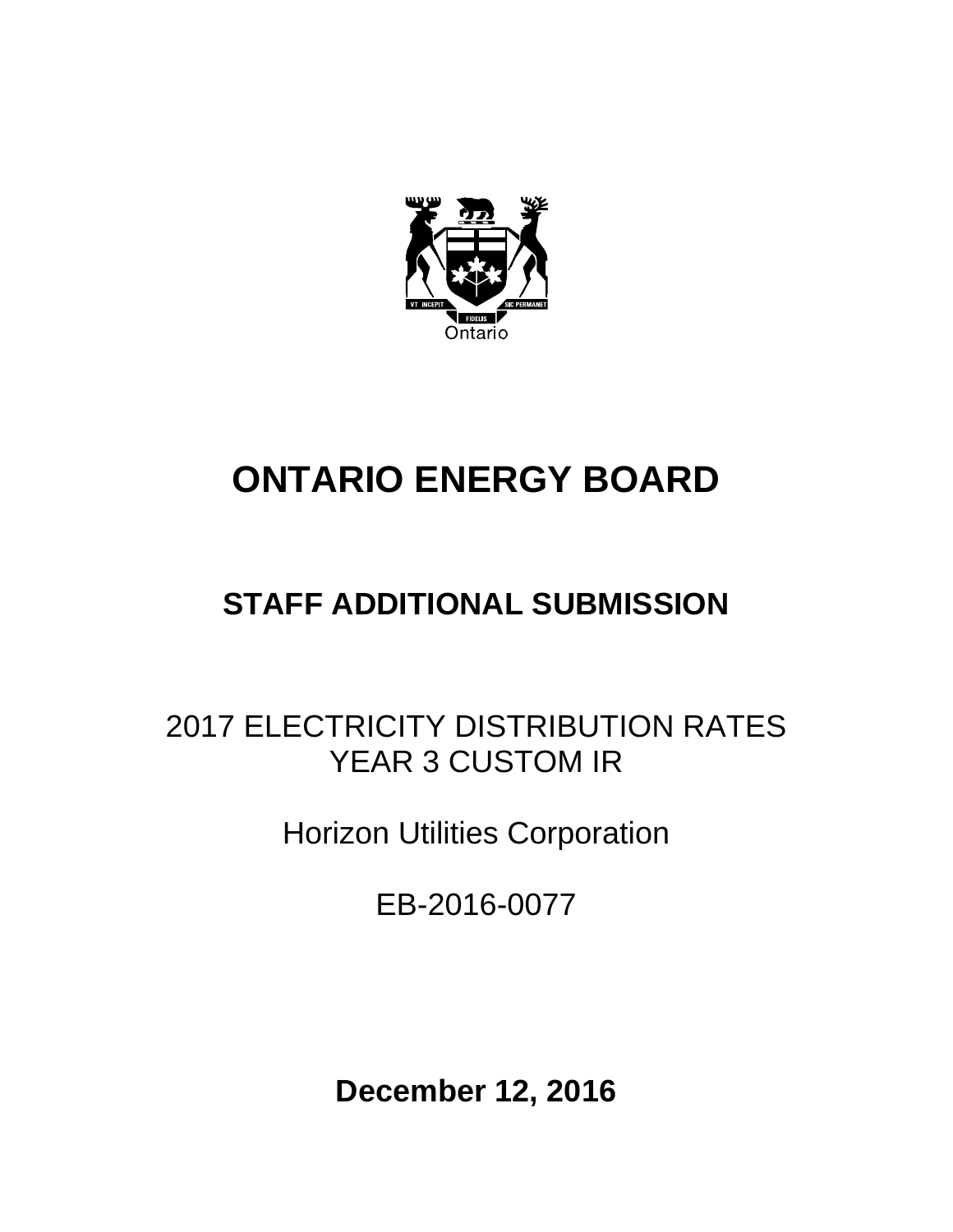# ONTARIO ENERGY BOARD

## STAFF ADDITIONAL SUBMISSION

2017 ELECTRICITY DISTRIBUTION RATES
YEAR 3 CUSTOM IR

Horizon Utilities Corporation

EB-2016-0077

**December 12, 2016**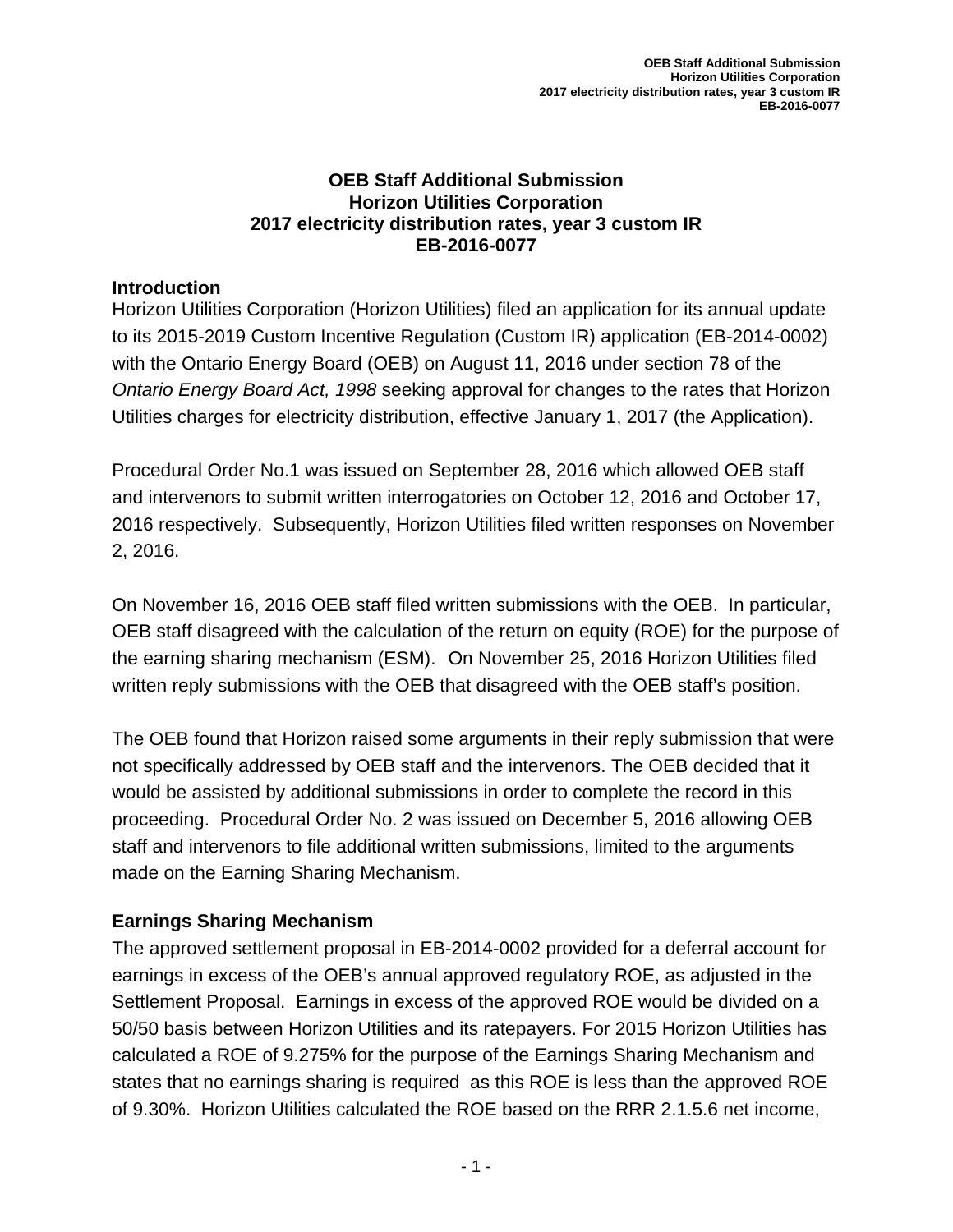# OEB Staff Additional Submission
# Horizon Utilities Corporation
# 2017 electricity distribution rates, year 3 custom IR
# EB-2016-0077

## Introduction

Horizon Utilities Corporation (Horizon Utilities) filed an application for its annual update to its 2015-2019 Custom Incentive Regulation (Custom IR) application (EB-2014-0002) with the Ontario Energy Board (OEB) on August 11, 2016 under section 78 of the *Ontario Energy Board Act, 1998* seeking approval for changes to the rates that Horizon Utilities charges for electricity distribution, effective January 1, 2017 (the Application).

Procedural Order No.1 was issued on September 28, 2016 which allowed OEB staff and intervenors to submit written interrogatories on October 12, 2016 and October 17, 2016 respectively. Subsequently, Horizon Utilities filed written responses on November 2, 2016.

On November 16, 2016 OEB staff filed written submissions with the OEB. In particular, OEB staff disagreed with the calculation of the return on equity (ROE) for the purpose of the earning sharing mechanism (ESM). On November 25, 2016 Horizon Utilities filed written reply submissions with the OEB that disagreed with the OEB staff's position.

The OEB found that Horizon raised some arguments in their reply submission that were not specifically addressed by OEB staff and the intervenors. The OEB decided that it would be assisted by additional submissions in order to complete the record in this proceeding. Procedural Order No. 2 was issued on December 5, 2016 allowing OEB staff and intervenors to file additional written submissions, limited to the arguments made on the Earning Sharing Mechanism.

## Earnings Sharing Mechanism

The approved settlement proposal in EB-2014-0002 provided for a deferral account for earnings in excess of the OEB's annual approved regulatory ROE, as adjusted in the Settlement Proposal. Earnings in excess of the approved ROE would be divided on a 50/50 basis between Horizon Utilities and its ratepayers. For 2015 Horizon Utilities has calculated a ROE of 9.275% for the purpose of the Earnings Sharing Mechanism and states that no earnings sharing is required as this ROE is less than the approved ROE of 9.30%. Horizon Utilities calculated the ROE based on the RRR 2.1.5.6 net income,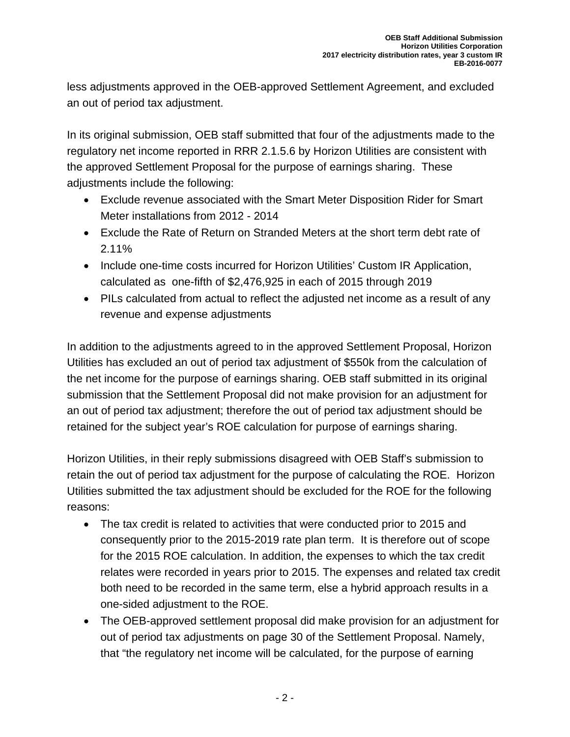less adjustments approved in the OEB-approved Settlement Agreement, and excluded an out of period tax adjustment.

In its original submission, OEB staff submitted that four of the adjustments made to the regulatory net income reported in RRR 2.1.5.6 by Horizon Utilities are consistent with the approved Settlement Proposal for the purpose of earnings sharing. These adjustments include the following:

- Exclude revenue associated with the Smart Meter Disposition Rider for Smart Meter installations from 2012 - 2014
- Exclude the Rate of Return on Stranded Meters at the short term debt rate of 2.11%
- Include one-time costs incurred for Horizon Utilities' Custom IR Application, calculated as one-fifth of $2,476,925 in each of 2015 through 2019
- PILs calculated from actual to reflect the adjusted net income as a result of any revenue and expense adjustments

In addition to the adjustments agreed to in the approved Settlement Proposal, Horizon Utilities has excluded an out of period tax adjustment of $550k from the calculation of the net income for the purpose of earnings sharing. OEB staff submitted in its original submission that the Settlement Proposal did not make provision for an adjustment for an out of period tax adjustment; therefore the out of period tax adjustment should be retained for the subject year's ROE calculation for purpose of earnings sharing.

Horizon Utilities, in their reply submissions disagreed with OEB Staff's submission to retain the out of period tax adjustment for the purpose of calculating the ROE. Horizon Utilities submitted the tax adjustment should be excluded for the ROE for the following reasons:

- The tax credit is related to activities that were conducted prior to 2015 and consequently prior to the 2015-2019 rate plan term. It is therefore out of scope for the 2015 ROE calculation. In addition, the expenses to which the tax credit relates were recorded in years prior to 2015. The expenses and related tax credit both need to be recorded in the same term, else a hybrid approach results in a one-sided adjustment to the ROE.
- The OEB-approved settlement proposal did make provision for an adjustment for out of period tax adjustments on page 30 of the Settlement Proposal. Namely, that "the regulatory net income will be calculated, for the purpose of earning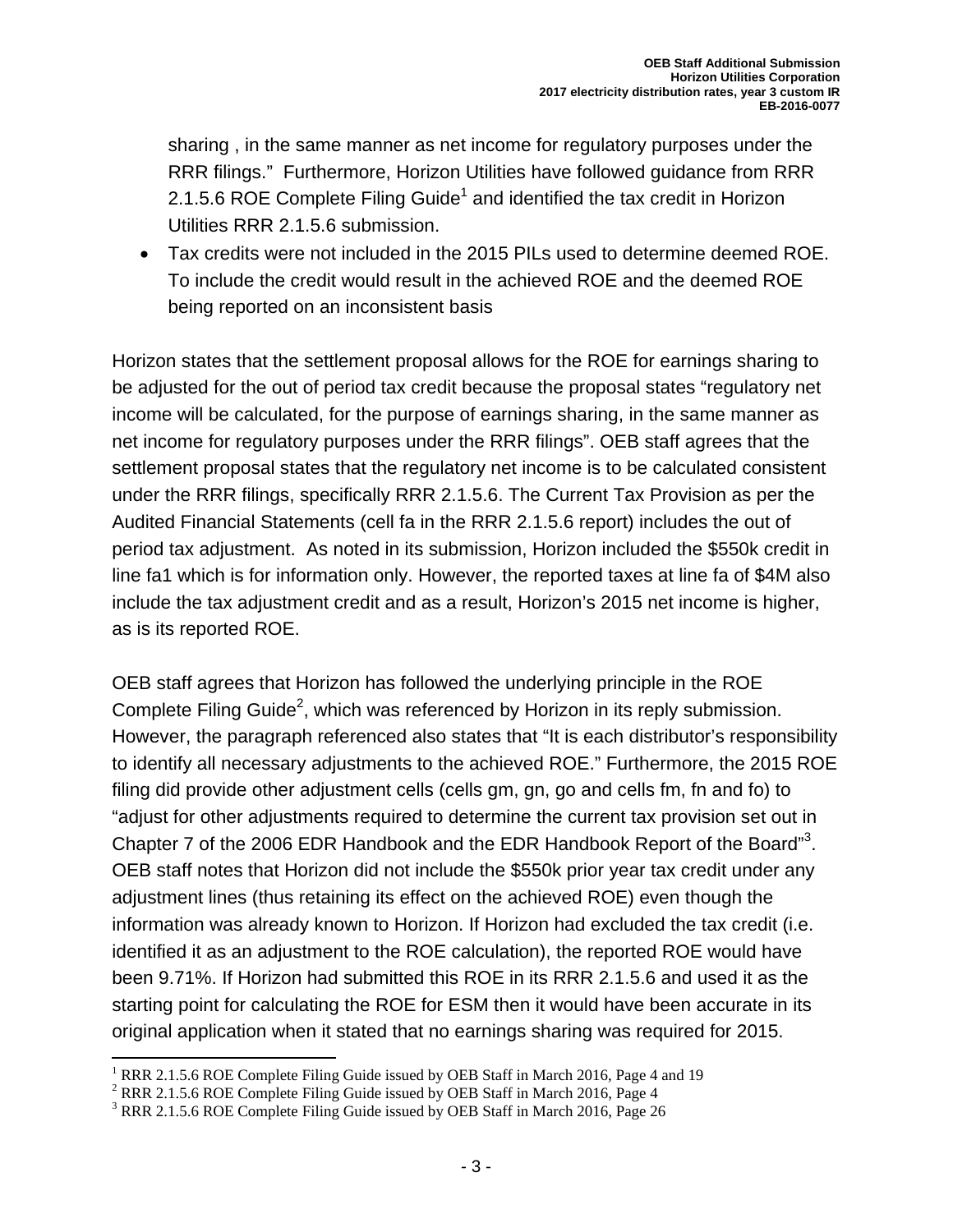sharing , in the same manner as net income for regulatory purposes under the RRR filings." Furthermore, Horizon Utilities have followed guidance from RRR 2.1.5.6 ROE Complete Filing Guide[1] and identified the tax credit in Horizon Utilities RRR 2.1.5.6 submission.

- Tax credits were not included in the 2015 PILs used to determine deemed ROE. To include the credit would result in the achieved ROE and the deemed ROE being reported on an inconsistent basis

Horizon states that the settlement proposal allows for the ROE for earnings sharing to be adjusted for the out of period tax credit because the proposal states "regulatory net income will be calculated, for the purpose of earnings sharing, in the same manner as net income for regulatory purposes under the RRR filings". OEB staff agrees that the settlement proposal states that the regulatory net income is to be calculated consistent under the RRR filings, specifically RRR 2.1.5.6. The Current Tax Provision as per the Audited Financial Statements (cell fa in the RRR 2.1.5.6 report) includes the out of period tax adjustment. As noted in its submission, Horizon included the $550k credit in line fa1 which is for information only. However, the reported taxes at line fa of $4M also include the tax adjustment credit and as a result, Horizon's 2015 net income is higher, as is its reported ROE.

OEB staff agrees that Horizon has followed the underlying principle in the ROE Complete Filing Guide[2], which was referenced by Horizon in its reply submission. However, the paragraph referenced also states that "It is each distributor's responsibility to identify all necessary adjustments to the achieved ROE." Furthermore, the 2015 ROE filing did provide other adjustment cells (cells gm, gn, go and cells fm, fn and fo) to "adjust for other adjustments required to determine the current tax provision set out in Chapter 7 of the 2006 EDR Handbook and the EDR Handbook Report of the Board"[3]. OEB staff notes that Horizon did not include the $550k prior year tax credit under any adjustment lines (thus retaining its effect on the achieved ROE) even though the information was already known to Horizon. If Horizon had excluded the tax credit (i.e. identified it as an adjustment to the ROE calculation), the reported ROE would have been 9.71%. If Horizon had submitted this ROE in its RRR 2.1.5.6 and used it as the starting point for calculating the ROE for ESM then it would have been accurate in its original application when it stated that no earnings sharing was required for 2015.

[1] RRR 2.1.5.6 ROE Complete Filing Guide issued by OEB Staff in March 2016, Page 4 and 19
[2] RRR 2.1.5.6 ROE Complete Filing Guide issued by OEB Staff in March 2016, Page 4
[3] RRR 2.1.5.6 ROE Complete Filing Guide issued by OEB Staff in March 2016, Page 26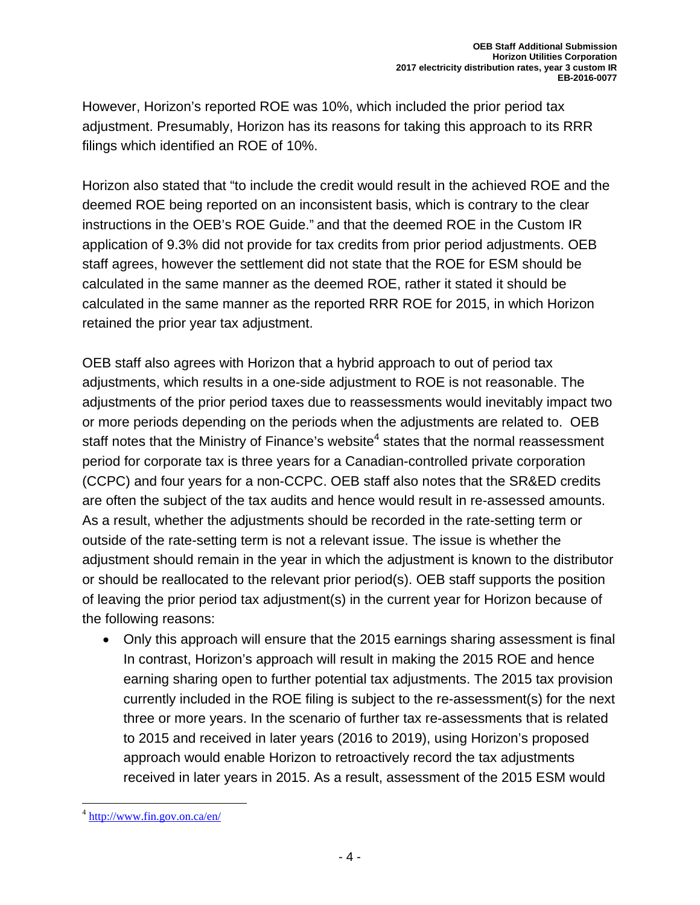However, Horizon's reported ROE was 10%, which included the prior period tax adjustment. Presumably, Horizon has its reasons for taking this approach to its RRR filings which identified an ROE of 10%.

Horizon also stated that "to include the credit would result in the achieved ROE and the deemed ROE being reported on an inconsistent basis, which is contrary to the clear instructions in the OEB's ROE Guide." and that the deemed ROE in the Custom IR application of 9.3% did not provide for tax credits from prior period adjustments. OEB staff agrees, however the settlement did not state that the ROE for ESM should be calculated in the same manner as the deemed ROE, rather it stated it should be calculated in the same manner as the reported RRR ROE for 2015, in which Horizon retained the prior year tax adjustment.

OEB staff also agrees with Horizon that a hybrid approach to out of period tax adjustments, which results in a one-side adjustment to ROE is not reasonable. The adjustments of the prior period taxes due to reassessments would inevitably impact two or more periods depending on the periods when the adjustments are related to. OEB staff notes that the Ministry of Finance's website[4] states that the normal reassessment period for corporate tax is three years for a Canadian-controlled private corporation (CCPC) and four years for a non-CCPC. OEB staff also notes that the SR&ED credits are often the subject of the tax audits and hence would result in re-assessed amounts. As a result, whether the adjustments should be recorded in the rate-setting term or outside of the rate-setting term is not a relevant issue. The issue is whether the adjustment should remain in the year in which the adjustment is known to the distributor or should be reallocated to the relevant prior period(s). OEB staff supports the position of leaving the prior period tax adjustment(s) in the current year for Horizon because of the following reasons:

- Only this approach will ensure that the 2015 earnings sharing assessment is final In contrast, Horizon's approach will result in making the 2015 ROE and hence earning sharing open to further potential tax adjustments. The 2015 tax provision currently included in the ROE filing is subject to the re-assessment(s) for the next three or more years. In the scenario of further tax re-assessments that is related to 2015 and received in later years (2016 to 2019), using Horizon's proposed approach would enable Horizon to retroactively record the tax adjustments received in later years in 2015. As a result, assessment of the 2015 ESM would

[4] http://www.fin.gov.on.ca/en/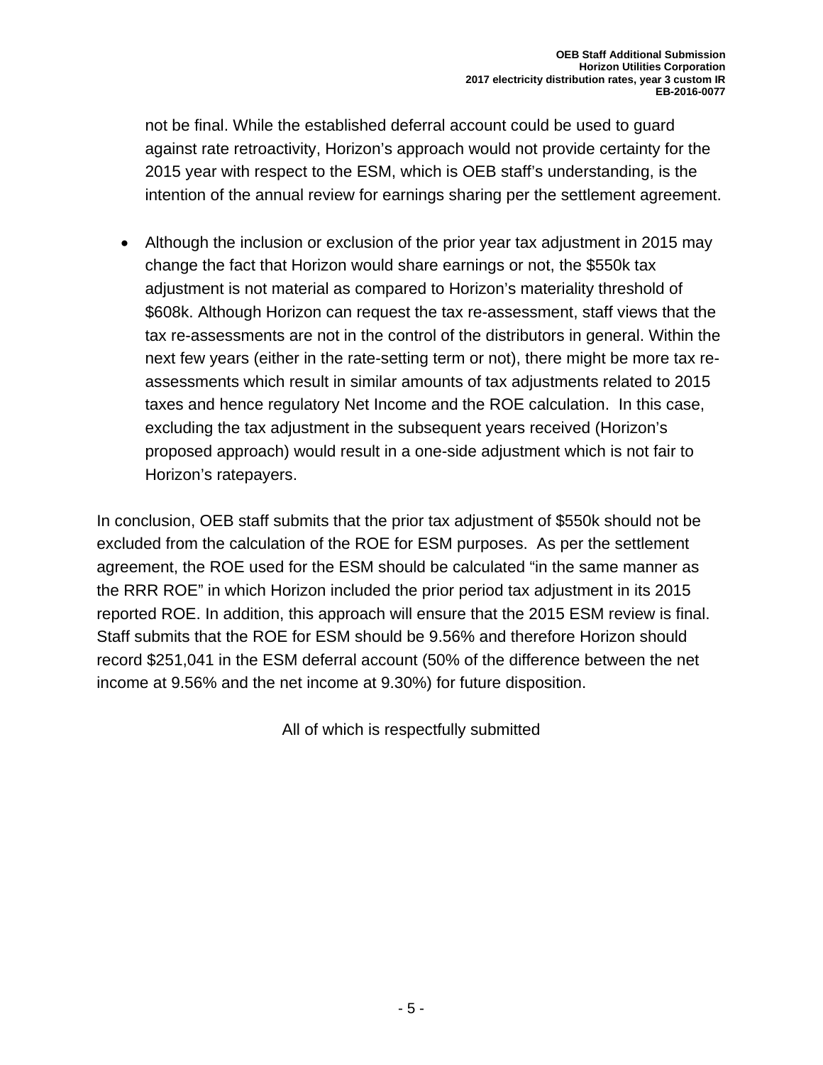not be final. While the established deferral account could be used to guard against rate retroactivity, Horizon's approach would not provide certainty for the 2015 year with respect to the ESM, which is OEB staff's understanding, is the intention of the annual review for earnings sharing per the settlement agreement.

- Although the inclusion or exclusion of the prior year tax adjustment in 2015 may change the fact that Horizon would share earnings or not, the $550k tax adjustment is not material as compared to Horizon's materiality threshold of $608k. Although Horizon can request the tax re-assessment, staff views that the tax re-assessments are not in the control of the distributors in general. Within the next few years (either in the rate-setting term or not), there might be more tax re-assessments which result in similar amounts of tax adjustments related to 2015 taxes and hence regulatory Net Income and the ROE calculation. In this case, excluding the tax adjustment in the subsequent years received (Horizon's proposed approach) would result in a one-side adjustment which is not fair to Horizon's ratepayers.

In conclusion, OEB staff submits that the prior tax adjustment of $550k should not be excluded from the calculation of the ROE for ESM purposes. As per the settlement agreement, the ROE used for the ESM should be calculated "in the same manner as the RRR ROE" in which Horizon included the prior period tax adjustment in its 2015 reported ROE. In addition, this approach will ensure that the 2015 ESM review is final. Staff submits that the ROE for ESM should be 9.56% and therefore Horizon should record $251,041 in the ESM deferral account (50% of the difference between the net income at 9.56% and the net income at 9.30%) for future disposition.

All of which is respectfully submitted